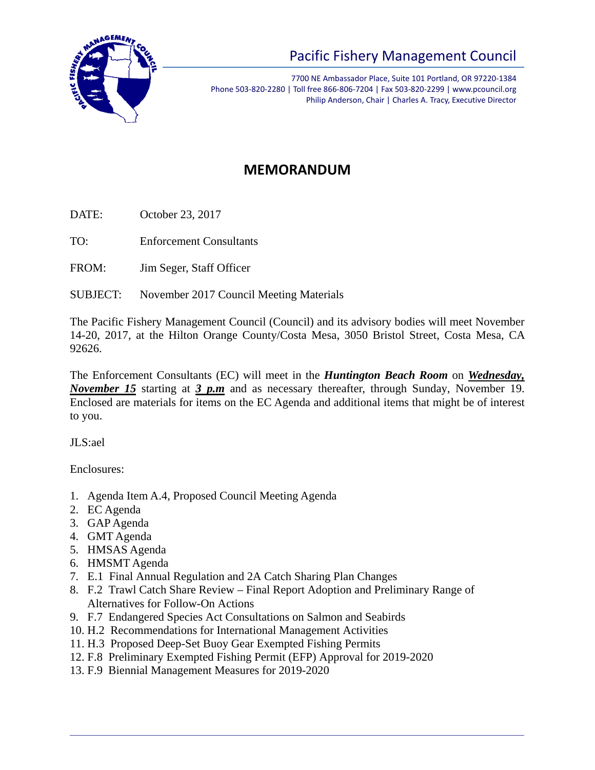# Pacific Fishery Management Council

7700 NE Ambassador Place, Suite 101 Portland, OR 97220-1384
Phone 503-820-2280 | Toll free 866-806-7204 | Fax 503-820-2299 | www.pcouncil.org
Philip Anderson, Chair | Charles A. Tracy, Executive Director

## MEMORANDUM

DATE: October 23, 2017

TO: Enforcement Consultants

FROM: Jim Seger, Staff Officer

SUBJECT: November 2017 Council Meeting Materials

The Pacific Fishery Management Council (Council) and its advisory bodies will meet November 14-20, 2017, at the Hilton Orange County/Costa Mesa, 3050 Bristol Street, Costa Mesa, CA 92626.

The Enforcement Consultants (EC) will meet in the ***Huntington Beach Room*** on ***Wednesday, November 15*** starting at ***3 p.m*** and as necessary thereafter, through Sunday, November 19. Enclosed are materials for items on the EC Agenda and additional items that might be of interest to you.

JLS:ael

Enclosures:

1. Agenda Item A.4, Proposed Council Meeting Agenda
2. EC Agenda
3. GAP Agenda
4. GMT Agenda
5. HMSAS Agenda
6. HMSMT Agenda
7. E.1 Final Annual Regulation and 2A Catch Sharing Plan Changes
8. F.2 Trawl Catch Share Review – Final Report Adoption and Preliminary Range of Alternatives for Follow-On Actions
9. F.7 Endangered Species Act Consultations on Salmon and Seabirds
10. H.2 Recommendations for International Management Activities
11. H.3 Proposed Deep-Set Buoy Gear Exempted Fishing Permits
12. F.8 Preliminary Exempted Fishing Permit (EFP) Approval for 2019-2020
13. F.9 Biennial Management Measures for 2019-2020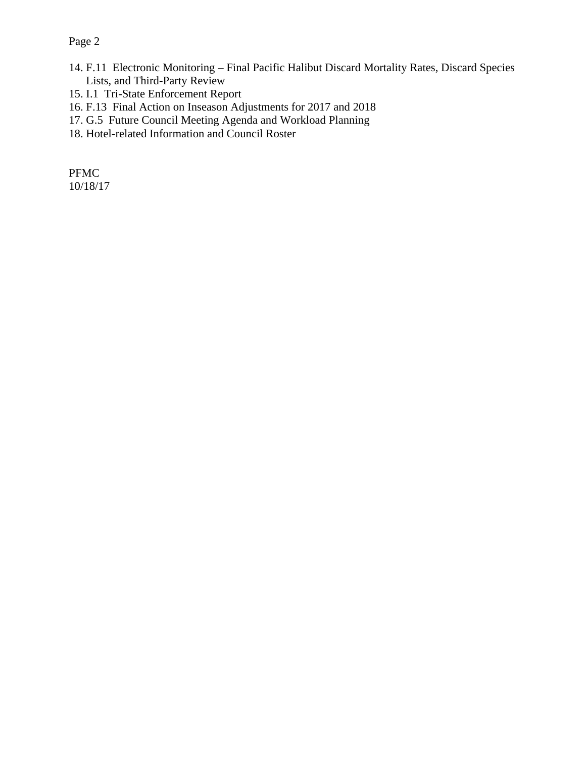14. F.11  Electronic Monitoring – Final Pacific Halibut Discard Mortality Rates, Discard Species Lists, and Third-Party Review
15. I.1  Tri-State Enforcement Report
16. F.13  Final Action on Inseason Adjustments for 2017 and 2018
17. G.5  Future Council Meeting Agenda and Workload Planning
18. Hotel-related Information and Council Roster

PFMC
10/18/17